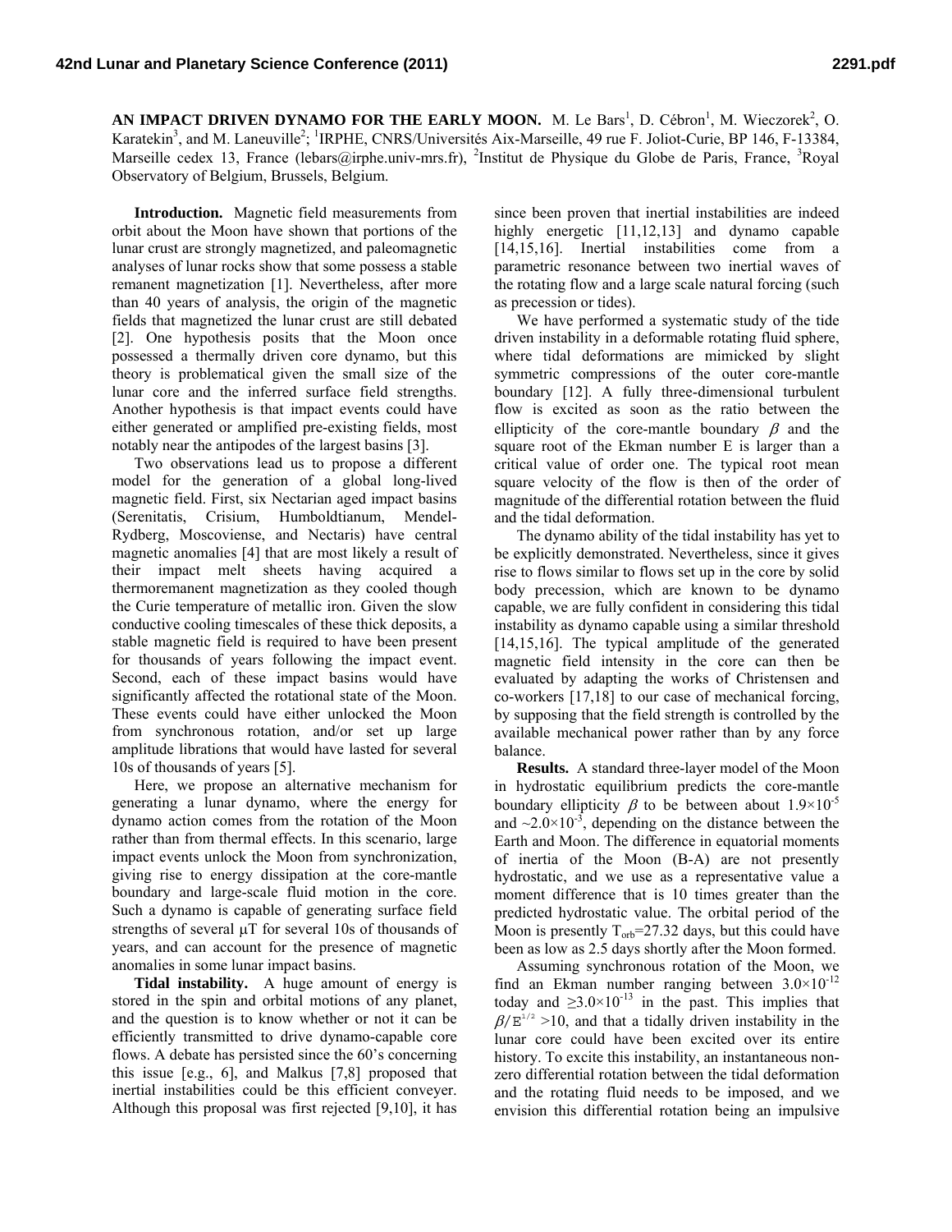# AN IMPACT DRIVEN DYNAMO FOR THE EARLY MOON.

M. Le Bars[1], D. Cébron[1], M. Wieczorek[2], O. Karatekin[3], and M. Laneuville[2]; [1]IRPHE, CNRS/Universités Aix-Marseille, 49 rue F. Joliot-Curie, BP 146, F-13384, Marseille cedex 13, France (lebars@irphe.univ-mrs.fr), [2]Institut de Physique du Globe de Paris, France, [3]Royal Observatory of Belgium, Brussels, Belgium.

**Introduction.** Magnetic field measurements from orbit about the Moon have shown that portions of the lunar crust are strongly magnetized, and paleomagnetic analyses of lunar rocks show that some possess a stable remanent magnetization [1]. Nevertheless, after more than 40 years of analysis, the origin of the magnetic fields that magnetized the lunar crust are still debated [2]. One hypothesis posits that the Moon once possessed a thermally driven core dynamo, but this theory is problematical given the small size of the lunar core and the inferred surface field strengths. Another hypothesis is that impact events could have either generated or amplified pre-existing fields, most notably near the antipodes of the largest basins [3].

Two observations lead us to propose a different model for the generation of a global long-lived magnetic field. First, six Nectarian aged impact basins (Serenitatis, Crisium, Humboldtianum, Mendel-Rydberg, Moscoviense, and Nectaris) have central magnetic anomalies [4] that are most likely a result of their impact melt sheets having acquired a thermoremanent magnetization as they cooled though the Curie temperature of metallic iron. Given the slow conductive cooling timescales of these thick deposits, a stable magnetic field is required to have been present for thousands of years following the impact event. Second, each of these impact basins would have significantly affected the rotational state of the Moon. These events could have either unlocked the Moon from synchronous rotation, and/or set up large amplitude librations that would have lasted for several 10s of thousands of years [5].

Here, we propose an alternative mechanism for generating a lunar dynamo, where the energy for dynamo action comes from the rotation of the Moon rather than from thermal effects. In this scenario, large impact events unlock the Moon from synchronization, giving rise to energy dissipation at the core-mantle boundary and large-scale fluid motion in the core. Such a dynamo is capable of generating surface field strengths of several μT for several 10s of thousands of years, and can account for the presence of magnetic anomalies in some lunar impact basins.

**Tidal instability.** A huge amount of energy is stored in the spin and orbital motions of any planet, and the question is to know whether or not it can be efficiently transmitted to drive dynamo-capable core flows. A debate has persisted since the 60's concerning this issue [e.g., 6], and Malkus [7,8] proposed that inertial instabilities could be this efficient conveyer. Although this proposal was first rejected [9,10], it has since been proven that inertial instabilities are indeed highly energetic [11,12,13] and dynamo capable [14,15,16]. Inertial instabilities come from a parametric resonance between two inertial waves of the rotating flow and a large scale natural forcing (such as precession or tides).

We have performed a systematic study of the tide driven instability in a deformable rotating fluid sphere, where tidal deformations are mimicked by slight symmetric compressions of the outer core-mantle boundary [12]. A fully three-dimensional turbulent flow is excited as soon as the ratio between the ellipticity of the core-mantle boundary $\beta$ and the square root of the Ekman number E is larger than a critical value of order one. The typical root mean square velocity of the flow is then of the order of magnitude of the differential rotation between the fluid and the tidal deformation.

The dynamo ability of the tidal instability has yet to be explicitly demonstrated. Nevertheless, since it gives rise to flows similar to flows set up in the core by solid body precession, which are known to be dynamo capable, we are fully confident in considering this tidal instability as dynamo capable using a similar threshold [14,15,16]. The typical amplitude of the generated magnetic field intensity in the core can then be evaluated by adapting the works of Christensen and co-workers [17,18] to our case of mechanical forcing, by supposing that the field strength is controlled by the available mechanical power rather than by any force balance.

**Results.** A standard three-layer model of the Moon in hydrostatic equilibrium predicts the core-mantle boundary ellipticity $\beta$ to be between about $1.9\times10^{-5}$ and $\sim2.0\times10^{-3}$, depending on the distance between the Earth and Moon. The difference in equatorial moments of inertia of the Moon (B-A) are not presently hydrostatic, and we use as a representative value a moment difference that is 10 times greater than the predicted hydrostatic value. The orbital period of the Moon is presently $T_{orb}$=27.32 days, but this could have been as low as 2.5 days shortly after the Moon formed.

Assuming synchronous rotation of the Moon, we find an Ekman number ranging between $3.0\times10^{-12}$ today and $\geq3.0\times10^{-13}$ in the past. This implies that $\beta/E^{1/2}>10$, and that a tidally driven instability in the lunar core could have been excited over its entire history. To excite this instability, an instantaneous non-zero differential rotation between the tidal deformation and the rotating fluid needs to be imposed, and we envision this differential rotation being an impulsive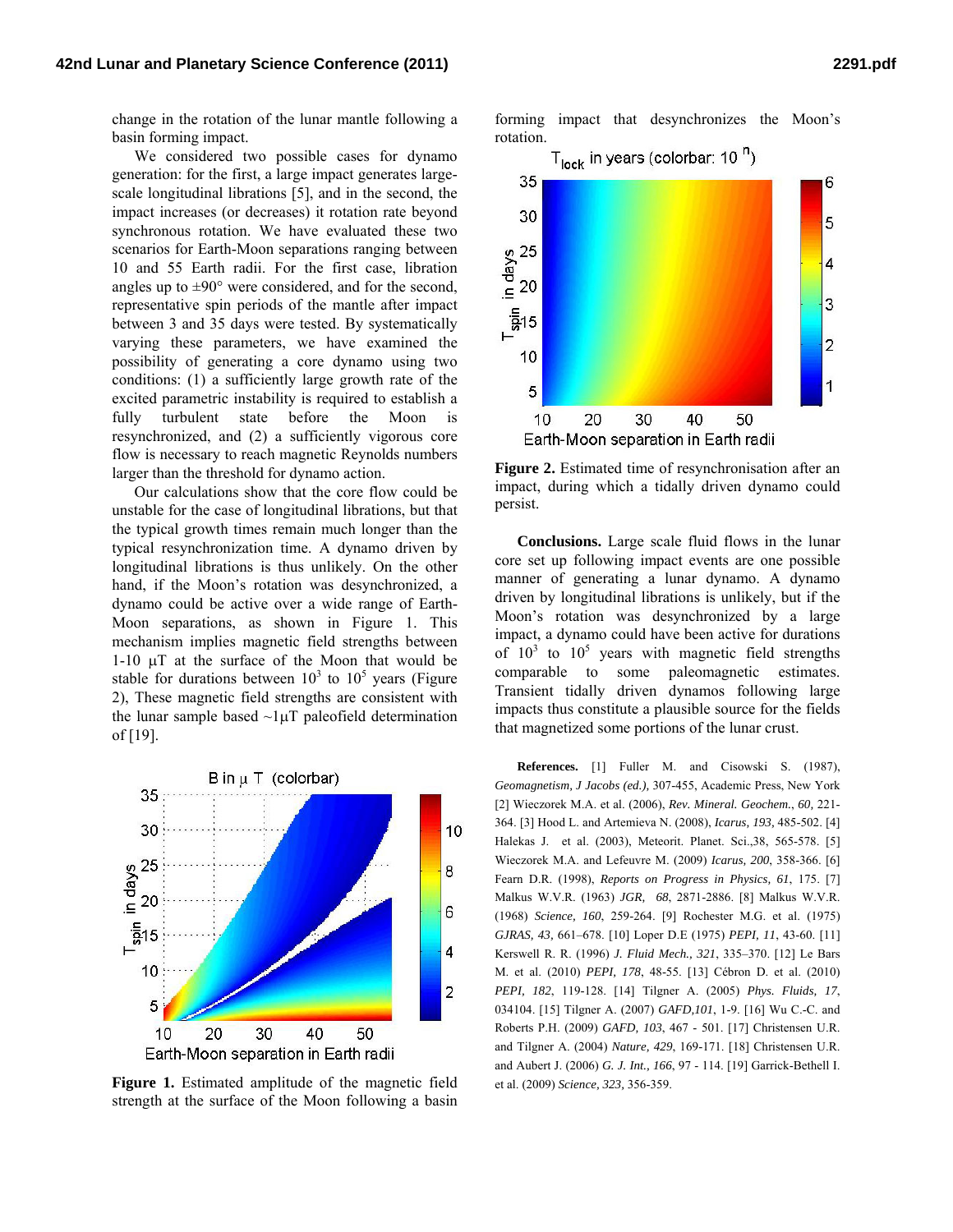change in the rotation of the lunar mantle following a basin forming impact.

We considered two possible cases for dynamo generation: for the first, a large impact generates large-scale longitudinal librations [5], and in the second, the impact increases (or decreases) it rotation rate beyond synchronous rotation. We have evaluated these two scenarios for Earth-Moon separations ranging between 10 and 55 Earth radii. For the first case, libration angles up to ±90° were considered, and for the second, representative spin periods of the mantle after impact between 3 and 35 days were tested. By systematically varying these parameters, we have examined the possibility of generating a core dynamo using two conditions: (1) a sufficiently large growth rate of the excited parametric instability is required to establish a fully turbulent state before the Moon is resynchronized, and (2) a sufficiently vigorous core flow is necessary to reach magnetic Reynolds numbers larger than the threshold for dynamo action.

Our calculations show that the core flow could be unstable for the case of longitudinal librations, but that the typical growth times remain much longer than the typical resynchronization time. A dynamo driven by longitudinal librations is thus unlikely. On the other hand, if the Moon's rotation was desynchronized, a dynamo could be active over a wide range of Earth-Moon separations, as shown in Figure 1. This mechanism implies magnetic field strengths between 1-10 μT at the surface of the Moon that would be stable for durations between $10^3$ to $10^5$ years (Figure 2), These magnetic field strengths are consistent with the lunar sample based ~1μT paleofield determination of [19].

B in μ T (colorbar)

$T_{spin}$ in days

Earth-Moon separation in Earth radii

**Figure 1.** Estimated amplitude of the magnetic field strength at the surface of the Moon following a basin forming impact that desynchronizes the Moon's rotation.

$T_{lock}$ in years (colorbar: $10^n$)

$T_{spin}$ in days

Earth-Moon separation in Earth radii

**Figure 2.** Estimated time of resynchronisation after an impact, during which a tidally driven dynamo could persist.

**Conclusions.** Large scale fluid flows in the lunar core set up following impact events are one possible manner of generating a lunar dynamo. A dynamo driven by longitudinal librations is unlikely, but if the Moon's rotation was desynchronized by a large impact, a dynamo could have been active for durations of $10^3$ to $10^5$ years with magnetic field strengths comparable to some paleomagnetic estimates. Transient tidally driven dynamos following large impacts thus constitute a plausible source for the fields that magnetized some portions of the lunar crust.

**References.** [1] Fuller M. and Cisowski S. (1987), *Geomagnetism, J Jacobs (ed.),* 307-455, Academic Press, New York [2] Wieczorek M.A. et al. (2006), *Rev. Mineral. Geochem., 60,* 221-364. [3] Hood L. and Artemieva N. (2008), *Icarus, 193*, 485-502. [4] Halekas J. et al. (2003), Meteorit. Planet. Sci.,38, 565-578. [5] Wieczorek M.A. and Lefeuvre M. (2009) *Icarus, 200*, 358-366. [6] Fearn D.R. (1998), *Reports on Progress in Physics, 61*, 175. [7] Malkus W.V.R. (1963) *JGR, 68*, 2871-2886. [8] Malkus W.V.R. (1968) *Science, 160*, 259-264. [9] Rochester M.G. et al. (1975) *GJRAS, 43*, 661–678. [10] Loper D.E (1975) *PEPI, 11*, 43-60. [11] Kerswell R. R. (1996) *J. Fluid Mech., 321*, 335–370. [12] Le Bars M. et al. (2010) *PEPI, 178*, 48-55. [13] Cébron D. et al. (2010) *PEPI, 182*, 119-128. [14] Tilgner A. (2005) *Phys. Fluids, 17*, 034104. [15] Tilgner A. (2007) *GAFD,101*, 1-9. [16] Wu C.-C. and Roberts P.H. (2009) *GAFD, 103*, 467 - 501. [17] Christensen U.R. and Tilgner A. (2004) *Nature, 429*, 169-171. [18] Christensen U.R. and Aubert J. (2006) *G. J. Int., 166*, 97 - 114. [19] Garrick-Bethell I. et al. (2009) *Science, 323,* 356-359.